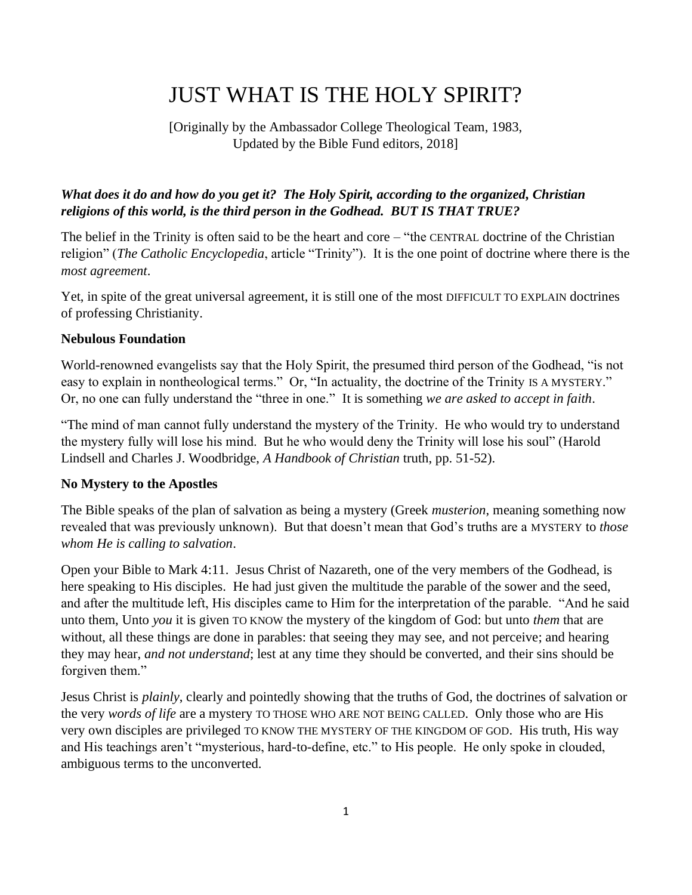# JUST WHAT IS THE HOLY SPIRIT?

[Originally by the Ambassador College Theological Team, 1983, Updated by the Bible Fund editors, 2018]

***What does it do and how do you get it? The Holy Spirit, according to the organized, Christian religions of this world, is the third person in the Godhead. BUT IS THAT TRUE?***

The belief in the Trinity is often said to be the heart and core – "the CENTRAL doctrine of the Christian religion" (*The Catholic Encyclopedia*, article "Trinity"). It is the one point of doctrine where there is the *most agreement*.

Yet, in spite of the great universal agreement, it is still one of the most DIFFICULT TO EXPLAIN doctrines of professing Christianity.

**Nebulous Foundation**

World-renowned evangelists say that the Holy Spirit, the presumed third person of the Godhead, "is not easy to explain in nontheological terms." Or, "In actuality, the doctrine of the Trinity IS A MYSTERY." Or, no one can fully understand the "three in one." It is something *we are asked to accept in faith*.

"The mind of man cannot fully understand the mystery of the Trinity. He who would try to understand the mystery fully will lose his mind. But he who would deny the Trinity will lose his soul" (Harold Lindsell and Charles J. Woodbridge, *A Handbook of Christian* truth, pp. 51-52).

**No Mystery to the Apostles**

The Bible speaks of the plan of salvation as being a mystery (Greek *musterion*, meaning something now revealed that was previously unknown). But that doesn't mean that God's truths are a MYSTERY to *those whom He is calling to salvation*.

Open your Bible to Mark 4:11. Jesus Christ of Nazareth, one of the very members of the Godhead, is here speaking to His disciples. He had just given the multitude the parable of the sower and the seed, and after the multitude left, His disciples came to Him for the interpretation of the parable. "And he said unto them, Unto *you* it is given TO KNOW the mystery of the kingdom of God: but unto *them* that are without, all these things are done in parables: that seeing they may see, and not perceive; and hearing they may hear, *and not understand*; lest at any time they should be converted, and their sins should be forgiven them."

Jesus Christ is *plainly*, clearly and pointedly showing that the truths of God, the doctrines of salvation or the very *words of life* are a mystery TO THOSE WHO ARE NOT BEING CALLED. Only those who are His very own disciples are privileged TO KNOW THE MYSTERY OF THE KINGDOM OF GOD. His truth, His way and His teachings aren't "mysterious, hard-to-define, etc." to His people. He only spoke in clouded, ambiguous terms to the unconverted.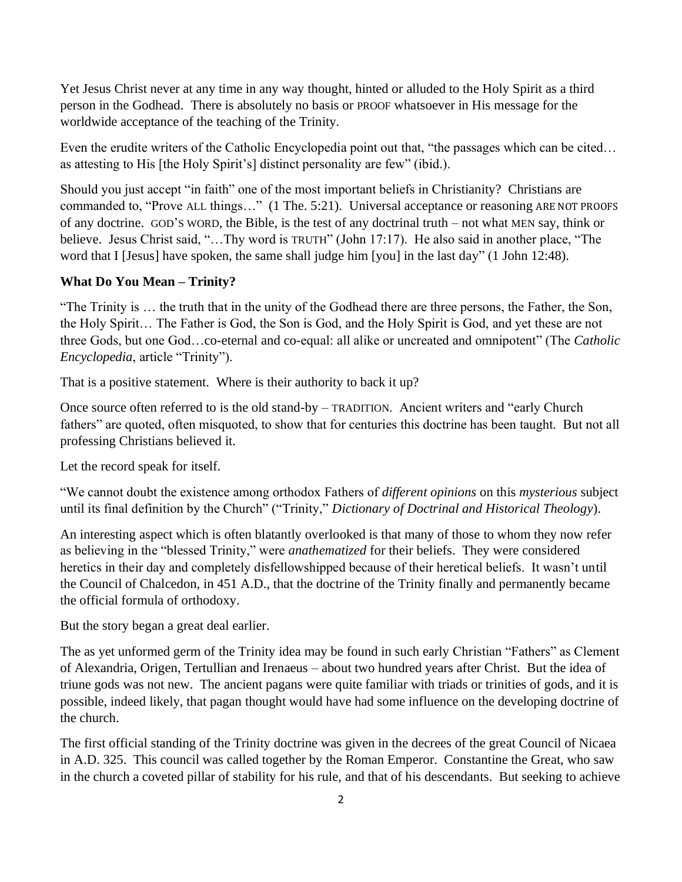Yet Jesus Christ never at any time in any way thought, hinted or alluded to the Holy Spirit as a third person in the Godhead. There is absolutely no basis or PROOF whatsoever in His message for the worldwide acceptance of the teaching of the Trinity.

Even the erudite writers of the Catholic Encyclopedia point out that, "the passages which can be cited… as attesting to His [the Holy Spirit's] distinct personality are few" (ibid.).

Should you just accept "in faith" one of the most important beliefs in Christianity? Christians are commanded to, "Prove ALL things…" (1 The. 5:21). Universal acceptance or reasoning ARE NOT PROOFS of any doctrine. GOD'S WORD, the Bible, is the test of any doctrinal truth – not what MEN say, think or believe. Jesus Christ said, "…Thy word is TRUTH" (John 17:17). He also said in another place, "The word that I [Jesus] have spoken, the same shall judge him [you] in the last day" (1 John 12:48).

**What Do You Mean – Trinity?**

"The Trinity is … the truth that in the unity of the Godhead there are three persons, the Father, the Son, the Holy Spirit… The Father is God, the Son is God, and the Holy Spirit is God, and yet these are not three Gods, but one God…co-eternal and co-equal: all alike or uncreated and omnipotent" (The *Catholic Encyclopedia*, article "Trinity").

That is a positive statement. Where is their authority to back it up?

Once source often referred to is the old stand-by – TRADITION. Ancient writers and "early Church fathers" are quoted, often misquoted, to show that for centuries this doctrine has been taught. But not all professing Christians believed it.

Let the record speak for itself.

"We cannot doubt the existence among orthodox Fathers of *different opinions* on this *mysterious* subject until its final definition by the Church" ("Trinity," *Dictionary of Doctrinal and Historical Theology*).

An interesting aspect which is often blatantly overlooked is that many of those to whom they now refer as believing in the "blessed Trinity," were *anathematized* for their beliefs. They were considered heretics in their day and completely disfellowshipped because of their heretical beliefs. It wasn't until the Council of Chalcedon, in 451 A.D., that the doctrine of the Trinity finally and permanently became the official formula of orthodoxy.

But the story began a great deal earlier.

The as yet unformed germ of the Trinity idea may be found in such early Christian "Fathers" as Clement of Alexandria, Origen, Tertullian and Irenaeus – about two hundred years after Christ. But the idea of triune gods was not new. The ancient pagans were quite familiar with triads or trinities of gods, and it is possible, indeed likely, that pagan thought would have had some influence on the developing doctrine of the church.

The first official standing of the Trinity doctrine was given in the decrees of the great Council of Nicaea in A.D. 325. This council was called together by the Roman Emperor. Constantine the Great, who saw in the church a coveted pillar of stability for his rule, and that of his descendants. But seeking to achieve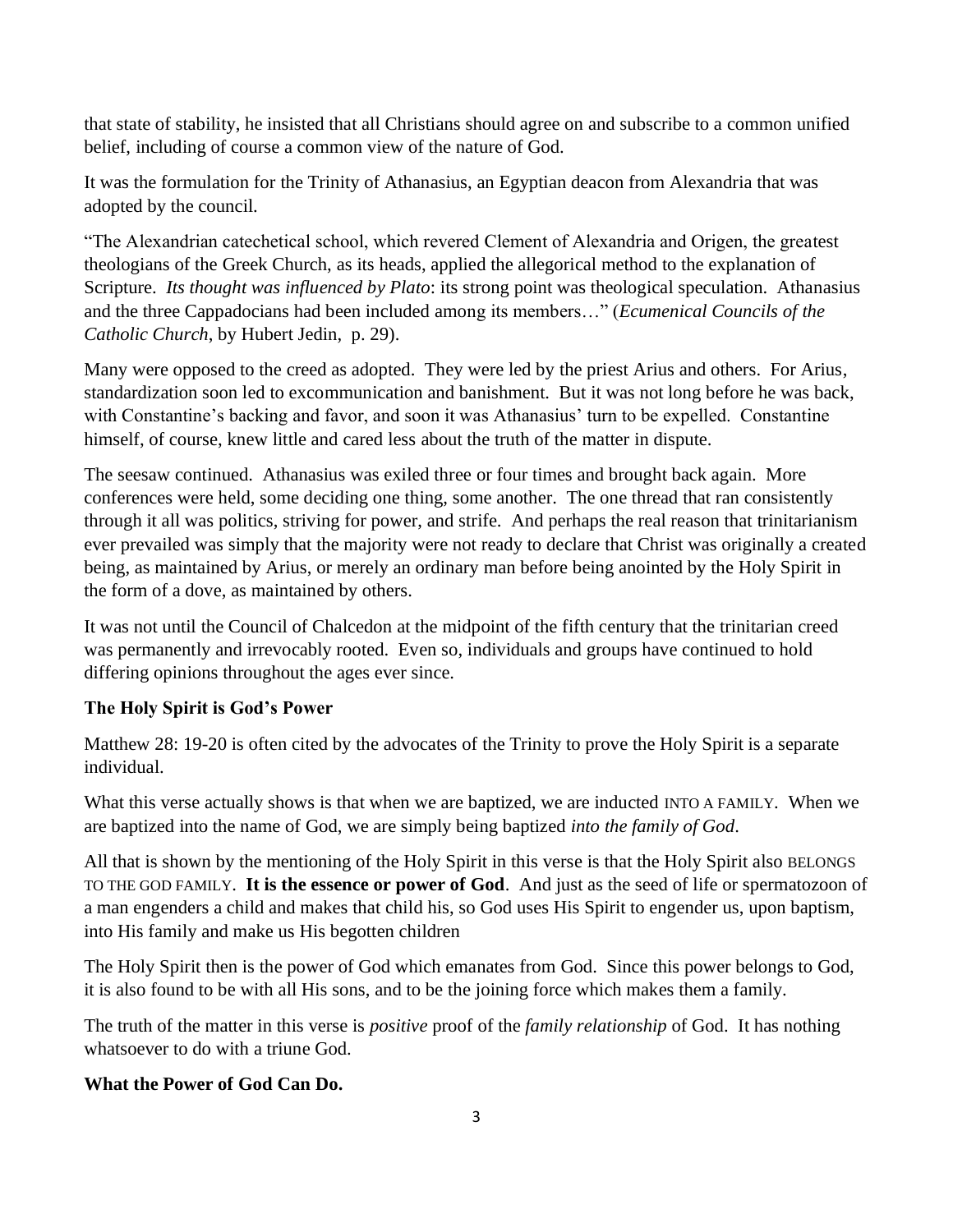that state of stability, he insisted that all Christians should agree on and subscribe to a common unified belief, including of course a common view of the nature of God.

It was the formulation for the Trinity of Athanasius, an Egyptian deacon from Alexandria that was adopted by the council.

"The Alexandrian catechetical school, which revered Clement of Alexandria and Origen, the greatest theologians of the Greek Church, as its heads, applied the allegorical method to the explanation of Scripture. *Its thought was influenced by Plato*: its strong point was theological speculation. Athanasius and the three Cappadocians had been included among its members…" (*Ecumenical Councils of the Catholic Church*, by Hubert Jedin, p. 29).

Many were opposed to the creed as adopted. They were led by the priest Arius and others. For Arius, standardization soon led to excommunication and banishment. But it was not long before he was back, with Constantine's backing and favor, and soon it was Athanasius' turn to be expelled. Constantine himself, of course, knew little and cared less about the truth of the matter in dispute.

The seesaw continued. Athanasius was exiled three or four times and brought back again. More conferences were held, some deciding one thing, some another. The one thread that ran consistently through it all was politics, striving for power, and strife. And perhaps the real reason that trinitarianism ever prevailed was simply that the majority were not ready to declare that Christ was originally a created being, as maintained by Arius, or merely an ordinary man before being anointed by the Holy Spirit in the form of a dove, as maintained by others.

It was not until the Council of Chalcedon at the midpoint of the fifth century that the trinitarian creed was permanently and irrevocably rooted. Even so, individuals and groups have continued to hold differing opinions throughout the ages ever since.

**The Holy Spirit is God's Power**

Matthew 28: 19-20 is often cited by the advocates of the Trinity to prove the Holy Spirit is a separate individual.

What this verse actually shows is that when we are baptized, we are inducted INTO A FAMILY. When we are baptized into the name of God, we are simply being baptized *into the family of God*.

All that is shown by the mentioning of the Holy Spirit in this verse is that the Holy Spirit also BELONGS TO THE GOD FAMILY. **It is the essence or power of God**. And just as the seed of life or spermatozoon of a man engenders a child and makes that child his, so God uses His Spirit to engender us, upon baptism, into His family and make us His begotten children

The Holy Spirit then is the power of God which emanates from God. Since this power belongs to God, it is also found to be with all His sons, and to be the joining force which makes them a family.

The truth of the matter in this verse is *positive* proof of the *family relationship* of God. It has nothing whatsoever to do with a triune God.

**What the Power of God Can Do.**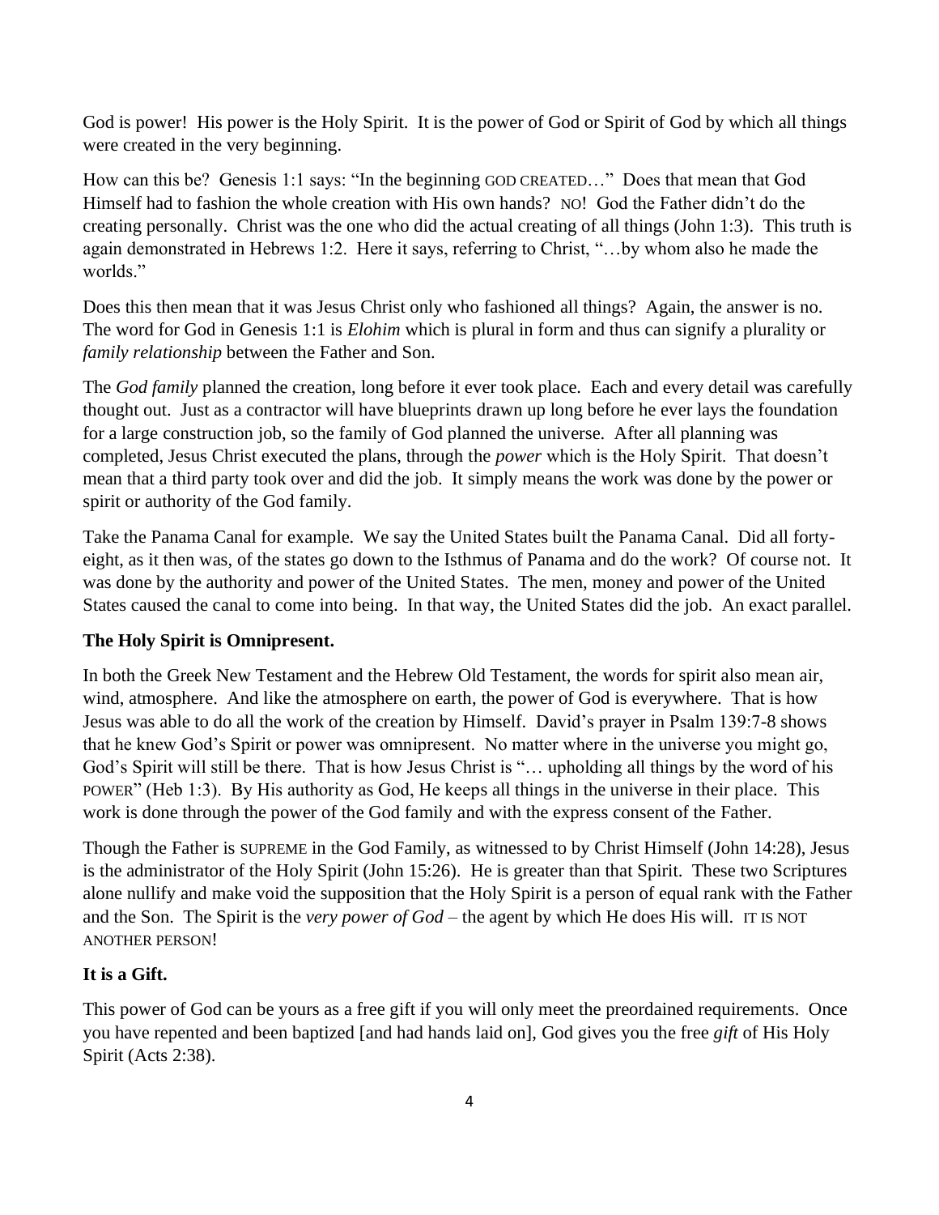God is power! His power is the Holy Spirit. It is the power of God or Spirit of God by which all things were created in the very beginning.

How can this be? Genesis 1:1 says: "In the beginning GOD CREATED…" Does that mean that God Himself had to fashion the whole creation with His own hands? NO! God the Father didn't do the creating personally. Christ was the one who did the actual creating of all things (John 1:3). This truth is again demonstrated in Hebrews 1:2. Here it says, referring to Christ, "…by whom also he made the worlds."

Does this then mean that it was Jesus Christ only who fashioned all things? Again, the answer is no. The word for God in Genesis 1:1 is *Elohim* which is plural in form and thus can signify a plurality or *family relationship* between the Father and Son.

The *God family* planned the creation, long before it ever took place. Each and every detail was carefully thought out. Just as a contractor will have blueprints drawn up long before he ever lays the foundation for a large construction job, so the family of God planned the universe. After all planning was completed, Jesus Christ executed the plans, through the *power* which is the Holy Spirit. That doesn't mean that a third party took over and did the job. It simply means the work was done by the power or spirit or authority of the God family.

Take the Panama Canal for example. We say the United States built the Panama Canal. Did all forty-eight, as it then was, of the states go down to the Isthmus of Panama and do the work? Of course not. It was done by the authority and power of the United States. The men, money and power of the United States caused the canal to come into being. In that way, the United States did the job. An exact parallel.

**The Holy Spirit is Omnipresent.**

In both the Greek New Testament and the Hebrew Old Testament, the words for spirit also mean air, wind, atmosphere. And like the atmosphere on earth, the power of God is everywhere. That is how Jesus was able to do all the work of the creation by Himself. David's prayer in Psalm 139:7-8 shows that he knew God's Spirit or power was omnipresent. No matter where in the universe you might go, God's Spirit will still be there. That is how Jesus Christ is "… upholding all things by the word of his POWER" (Heb 1:3). By His authority as God, He keeps all things in the universe in their place. This work is done through the power of the God family and with the express consent of the Father.

Though the Father is SUPREME in the God Family, as witnessed to by Christ Himself (John 14:28), Jesus is the administrator of the Holy Spirit (John 15:26). He is greater than that Spirit. These two Scriptures alone nullify and make void the supposition that the Holy Spirit is a person of equal rank with the Father and the Son. The Spirit is the *very power of God* – the agent by which He does His will. IT IS NOT ANOTHER PERSON!

**It is a Gift.**

This power of God can be yours as a free gift if you will only meet the preordained requirements. Once you have repented and been baptized [and had hands laid on], God gives you the free *gift* of His Holy Spirit (Acts 2:38).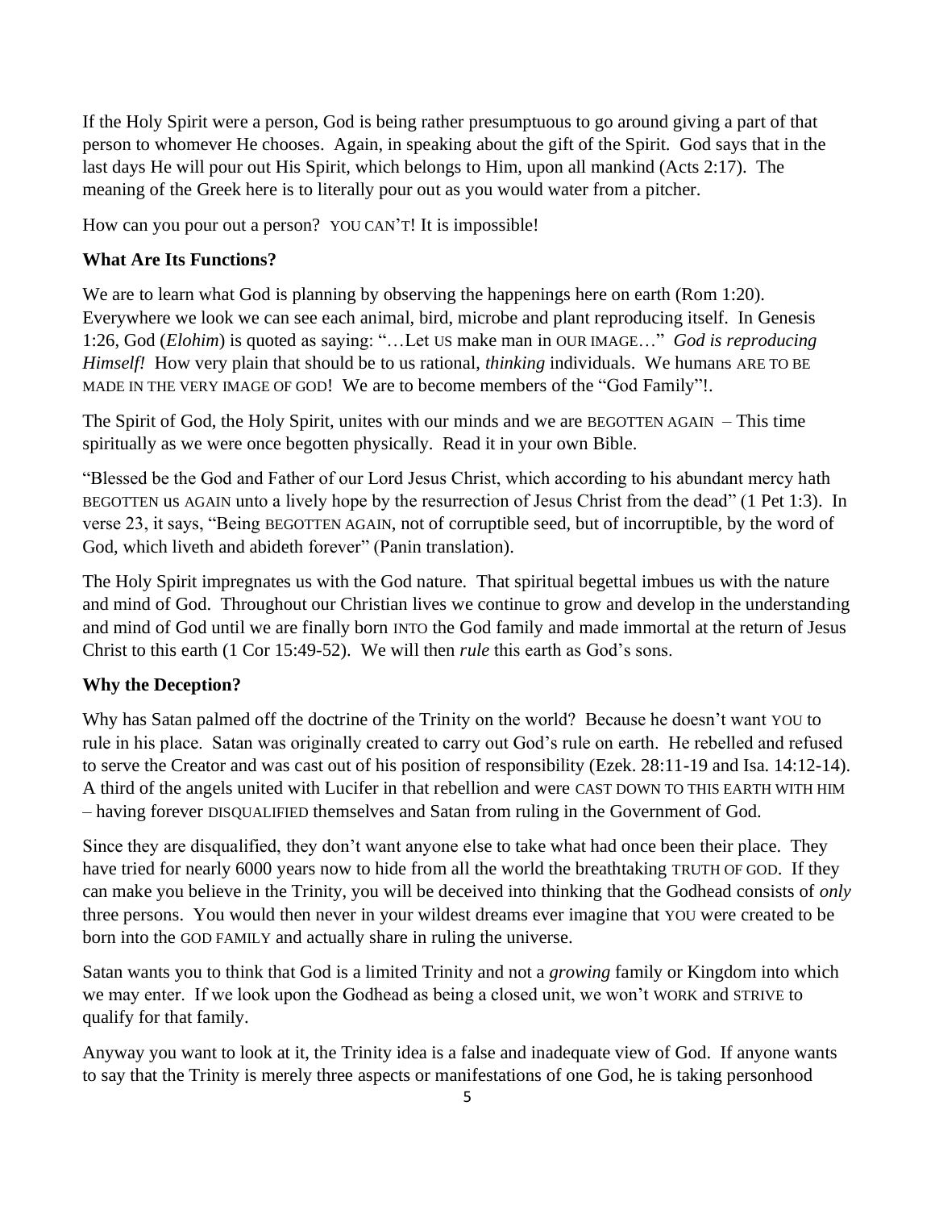If the Holy Spirit were a person, God is being rather presumptuous to go around giving a part of that person to whomever He chooses. Again, in speaking about the gift of the Spirit. God says that in the last days He will pour out His Spirit, which belongs to Him, upon all mankind (Acts 2:17). The meaning of the Greek here is to literally pour out as you would water from a pitcher.

How can you pour out a person? YOU CAN'T! It is impossible!

**What Are Its Functions?**

We are to learn what God is planning by observing the happenings here on earth (Rom 1:20). Everywhere we look we can see each animal, bird, microbe and plant reproducing itself. In Genesis 1:26, God (*Elohim*) is quoted as saying: "…Let US make man in OUR IMAGE…" *God is reproducing Himself!* How very plain that should be to us rational, *thinking* individuals. We humans ARE TO BE MADE IN THE VERY IMAGE OF GOD! We are to become members of the "God Family"!.

The Spirit of God, the Holy Spirit, unites with our minds and we are BEGOTTEN AGAIN – This time spiritually as we were once begotten physically. Read it in your own Bible.

"Blessed be the God and Father of our Lord Jesus Christ, which according to his abundant mercy hath BEGOTTEN us AGAIN unto a lively hope by the resurrection of Jesus Christ from the dead" (1 Pet 1:3). In verse 23, it says, "Being BEGOTTEN AGAIN, not of corruptible seed, but of incorruptible, by the word of God, which liveth and abideth forever" (Panin translation).

The Holy Spirit impregnates us with the God nature. That spiritual begettal imbues us with the nature and mind of God. Throughout our Christian lives we continue to grow and develop in the understanding and mind of God until we are finally born INTO the God family and made immortal at the return of Jesus Christ to this earth (1 Cor 15:49-52). We will then *rule* this earth as God's sons.

**Why the Deception?**

Why has Satan palmed off the doctrine of the Trinity on the world? Because he doesn't want YOU to rule in his place. Satan was originally created to carry out God's rule on earth. He rebelled and refused to serve the Creator and was cast out of his position of responsibility (Ezek. 28:11-19 and Isa. 14:12-14). A third of the angels united with Lucifer in that rebellion and were CAST DOWN TO THIS EARTH WITH HIM – having forever DISQUALIFIED themselves and Satan from ruling in the Government of God.

Since they are disqualified, they don't want anyone else to take what had once been their place. They have tried for nearly 6000 years now to hide from all the world the breathtaking TRUTH OF GOD. If they can make you believe in the Trinity, you will be deceived into thinking that the Godhead consists of *only* three persons. You would then never in your wildest dreams ever imagine that YOU were created to be born into the GOD FAMILY and actually share in ruling the universe.

Satan wants you to think that God is a limited Trinity and not a *growing* family or Kingdom into which we may enter. If we look upon the Godhead as being a closed unit, we won't WORK and STRIVE to qualify for that family.

Anyway you want to look at it, the Trinity idea is a false and inadequate view of God. If anyone wants to say that the Trinity is merely three aspects or manifestations of one God, he is taking personhood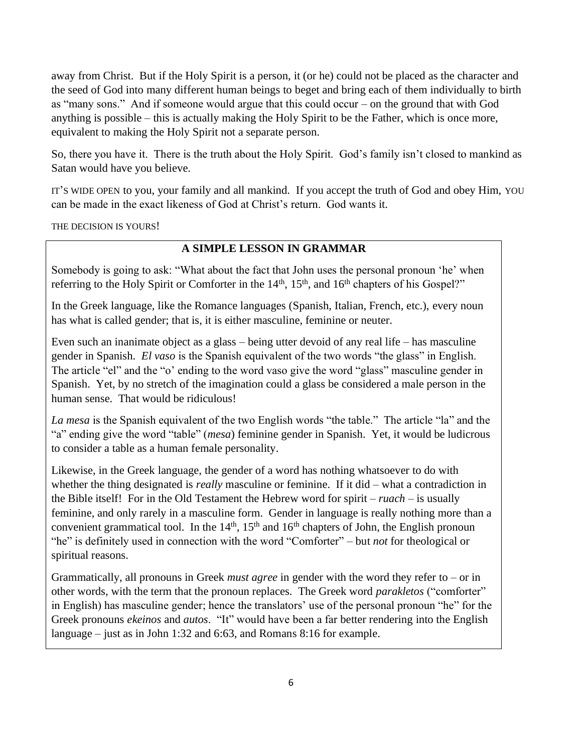away from Christ. But if the Holy Spirit is a person, it (or he) could not be placed as the character and the seed of God into many different human beings to beget and bring each of them individually to birth as "many sons." And if someone would argue that this could occur – on the ground that with God anything is possible – this is actually making the Holy Spirit to be the Father, which is once more, equivalent to making the Holy Spirit not a separate person.

So, there you have it. There is the truth about the Holy Spirit. God's family isn't closed to mankind as Satan would have you believe.

IT'S WIDE OPEN to you, your family and all mankind. If you accept the truth of God and obey Him, YOU can be made in the exact likeness of God at Christ's return. God wants it.

THE DECISION IS YOURS!

## A SIMPLE LESSON IN GRAMMAR

Somebody is going to ask: "What about the fact that John uses the personal pronoun 'he' when referring to the Holy Spirit or Comforter in the 14th, 15th, and 16th chapters of his Gospel?"

In the Greek language, like the Romance languages (Spanish, Italian, French, etc.), every noun has what is called gender; that is, it is either masculine, feminine or neuter.

Even such an inanimate object as a glass – being utter devoid of any real life – has masculine gender in Spanish. *El vaso* is the Spanish equivalent of the two words "the glass" in English. The article "el" and the "o' ending to the word vaso give the word "glass" masculine gender in Spanish. Yet, by no stretch of the imagination could a glass be considered a male person in the human sense. That would be ridiculous!

*La mesa* is the Spanish equivalent of the two English words "the table." The article "la" and the "a" ending give the word "table" (*mesa*) feminine gender in Spanish. Yet, it would be ludicrous to consider a table as a human female personality.

Likewise, in the Greek language, the gender of a word has nothing whatsoever to do with whether the thing designated is *really* masculine or feminine. If it did – what a contradiction in the Bible itself! For in the Old Testament the Hebrew word for spirit – *ruach* – is usually feminine, and only rarely in a masculine form. Gender in language is really nothing more than a convenient grammatical tool. In the 14th, 15th and 16th chapters of John, the English pronoun "he" is definitely used in connection with the word "Comforter" – but *not* for theological or spiritual reasons.

Grammatically, all pronouns in Greek *must agree* in gender with the word they refer to – or in other words, with the term that the pronoun replaces. The Greek word *parakletos* ("comforter" in English) has masculine gender; hence the translators' use of the personal pronoun "he" for the Greek pronouns *ekeinos* and *autos*. "It" would have been a far better rendering into the English language – just as in John 1:32 and 6:63, and Romans 8:16 for example.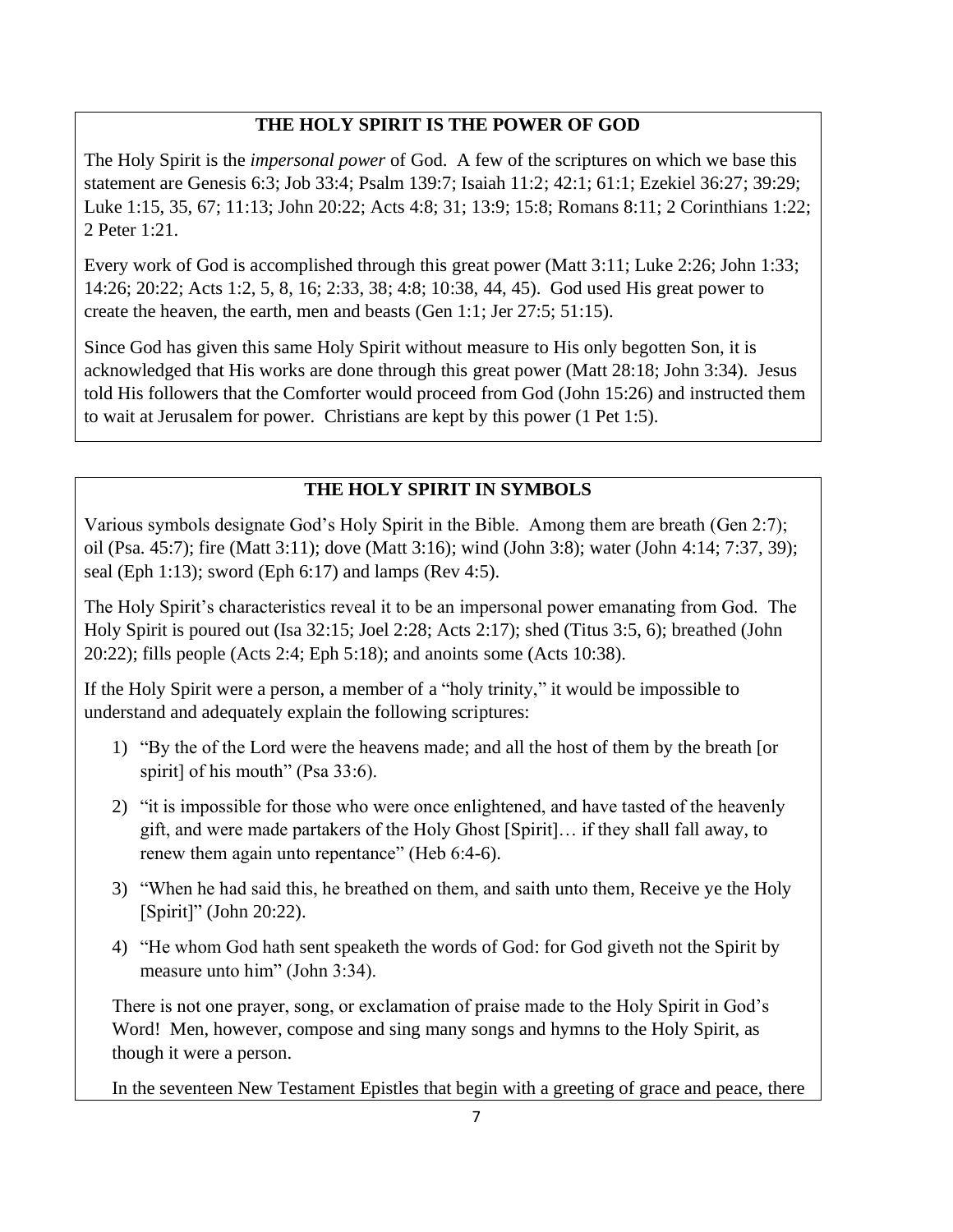## THE HOLY SPIRIT IS THE POWER OF GOD

The Holy Spirit is the *impersonal power* of God. A few of the scriptures on which we base this statement are Genesis 6:3; Job 33:4; Psalm 139:7; Isaiah 11:2; 42:1; 61:1; Ezekiel 36:27; 39:29; Luke 1:15, 35, 67; 11:13; John 20:22; Acts 4:8; 31; 13:9; 15:8; Romans 8:11; 2 Corinthians 1:22; 2 Peter 1:21.

Every work of God is accomplished through this great power (Matt 3:11; Luke 2:26; John 1:33; 14:26; 20:22; Acts 1:2, 5, 8, 16; 2:33, 38; 4:8; 10:38, 44, 45). God used His great power to create the heaven, the earth, men and beasts (Gen 1:1; Jer 27:5; 51:15).

Since God has given this same Holy Spirit without measure to His only begotten Son, it is acknowledged that His works are done through this great power (Matt 28:18; John 3:34). Jesus told His followers that the Comforter would proceed from God (John 15:26) and instructed them to wait at Jerusalem for power. Christians are kept by this power (1 Pet 1:5).

## THE HOLY SPIRIT IN SYMBOLS

Various symbols designate God's Holy Spirit in the Bible. Among them are breath (Gen 2:7); oil (Psa. 45:7); fire (Matt 3:11); dove (Matt 3:16); wind (John 3:8); water (John 4:14; 7:37, 39); seal (Eph 1:13); sword (Eph 6:17) and lamps (Rev 4:5).

The Holy Spirit's characteristics reveal it to be an impersonal power emanating from God. The Holy Spirit is poured out (Isa 32:15; Joel 2:28; Acts 2:17); shed (Titus 3:5, 6); breathed (John 20:22); fills people (Acts 2:4; Eph 5:18); and anoints some (Acts 10:38).

If the Holy Spirit were a person, a member of a "holy trinity," it would be impossible to understand and adequately explain the following scriptures:

1) "By the of the Lord were the heavens made; and all the host of them by the breath [or spirit] of his mouth" (Psa 33:6).
2) "it is impossible for those who were once enlightened, and have tasted of the heavenly gift, and were made partakers of the Holy Ghost [Spirit]… if they shall fall away, to renew them again unto repentance" (Heb 6:4-6).
3) "When he had said this, he breathed on them, and saith unto them, Receive ye the Holy [Spirit]" (John 20:22).
4) "He whom God hath sent speaketh the words of God: for God giveth not the Spirit by measure unto him" (John 3:34).

There is not one prayer, song, or exclamation of praise made to the Holy Spirit in God's Word! Men, however, compose and sing many songs and hymns to the Holy Spirit, as though it were a person.

In the seventeen New Testament Epistles that begin with a greeting of grace and peace, there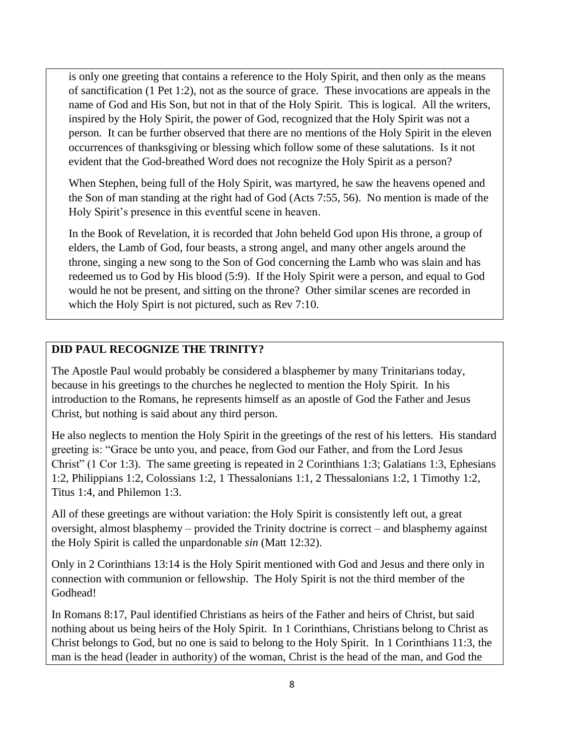is only one greeting that contains a reference to the Holy Spirit, and then only as the means of sanctification (1 Pet 1:2), not as the source of grace. These invocations are appeals in the name of God and His Son, but not in that of the Holy Spirit. This is logical. All the writers, inspired by the Holy Spirit, the power of God, recognized that the Holy Spirit was not a person. It can be further observed that there are no mentions of the Holy Spirit in the eleven occurrences of thanksgiving or blessing which follow some of these salutations. Is it not evident that the God-breathed Word does not recognize the Holy Spirit as a person?

When Stephen, being full of the Holy Spirit, was martyred, he saw the heavens opened and the Son of man standing at the right had of God (Acts 7:55, 56). No mention is made of the Holy Spirit's presence in this eventful scene in heaven.

In the Book of Revelation, it is recorded that John beheld God upon His throne, a group of elders, the Lamb of God, four beasts, a strong angel, and many other angels around the throne, singing a new song to the Son of God concerning the Lamb who was slain and has redeemed us to God by His blood (5:9). If the Holy Spirit were a person, and equal to God would he not be present, and sitting on the throne? Other similar scenes are recorded in which the Holy Spirt is not pictured, such as Rev 7:10.

## DID PAUL RECOGNIZE THE TRINITY?

The Apostle Paul would probably be considered a blasphemer by many Trinitarians today, because in his greetings to the churches he neglected to mention the Holy Spirit. In his introduction to the Romans, he represents himself as an apostle of God the Father and Jesus Christ, but nothing is said about any third person.

He also neglects to mention the Holy Spirit in the greetings of the rest of his letters. His standard greeting is: "Grace be unto you, and peace, from God our Father, and from the Lord Jesus Christ" (1 Cor 1:3). The same greeting is repeated in 2 Corinthians 1:3; Galatians 1:3, Ephesians 1:2, Philippians 1:2, Colossians 1:2, 1 Thessalonians 1:1, 2 Thessalonians 1:2, 1 Timothy 1:2, Titus 1:4, and Philemon 1:3.

All of these greetings are without variation: the Holy Spirit is consistently left out, a great oversight, almost blasphemy – provided the Trinity doctrine is correct – and blasphemy against the Holy Spirit is called the unpardonable *sin* (Matt 12:32).

Only in 2 Corinthians 13:14 is the Holy Spirit mentioned with God and Jesus and there only in connection with communion or fellowship. The Holy Spirit is not the third member of the Godhead!

In Romans 8:17, Paul identified Christians as heirs of the Father and heirs of Christ, but said nothing about us being heirs of the Holy Spirit. In 1 Corinthians, Christians belong to Christ as Christ belongs to God, but no one is said to belong to the Holy Spirit. In 1 Corinthians 11:3, the man is the head (leader in authority) of the woman, Christ is the head of the man, and God the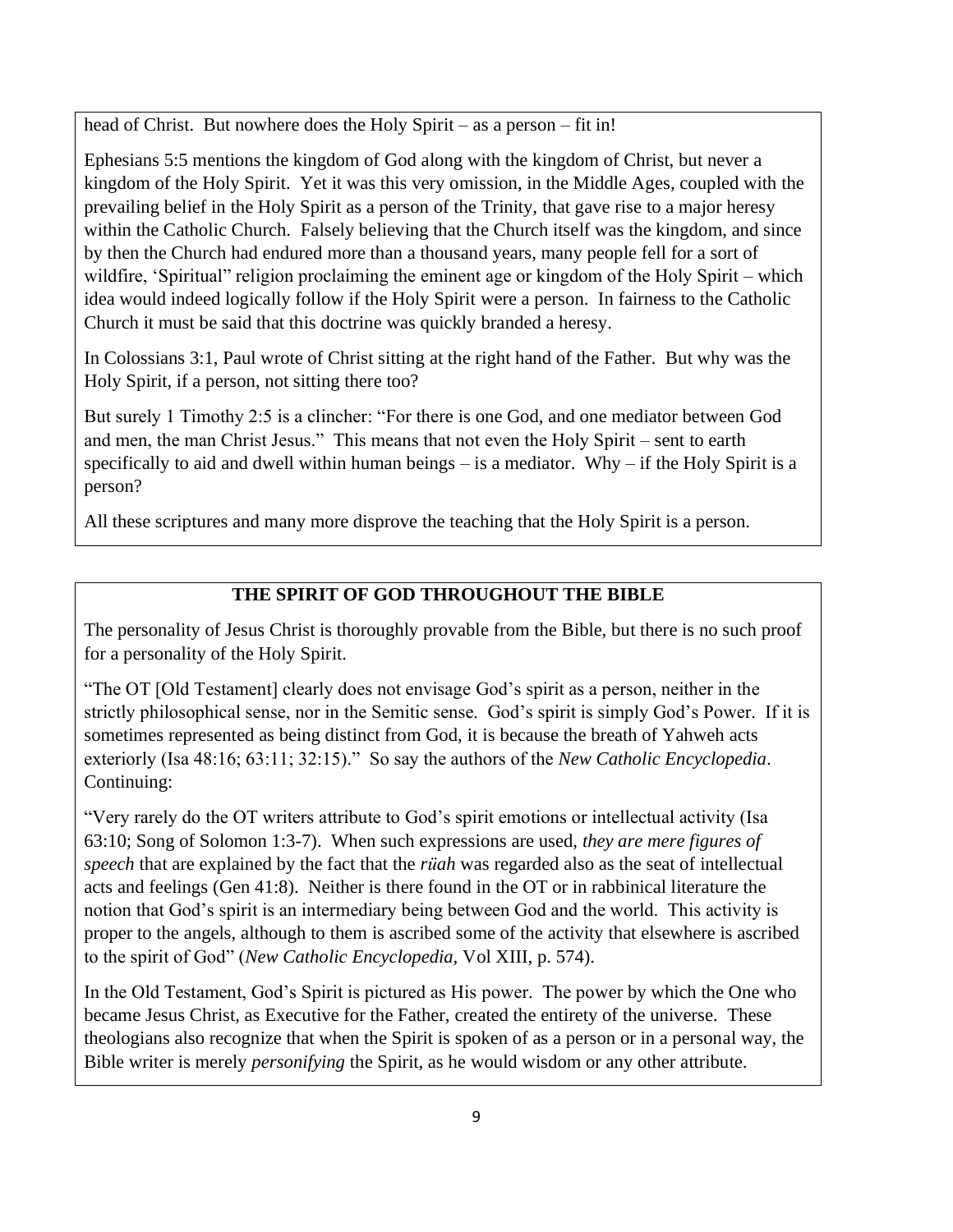head of Christ. But nowhere does the Holy Spirit – as a person – fit in!

Ephesians 5:5 mentions the kingdom of God along with the kingdom of Christ, but never a kingdom of the Holy Spirit. Yet it was this very omission, in the Middle Ages, coupled with the prevailing belief in the Holy Spirit as a person of the Trinity, that gave rise to a major heresy within the Catholic Church. Falsely believing that the Church itself was the kingdom, and since by then the Church had endured more than a thousand years, many people fell for a sort of wildfire, 'Spiritual" religion proclaiming the eminent age or kingdom of the Holy Spirit – which idea would indeed logically follow if the Holy Spirit were a person. In fairness to the Catholic Church it must be said that this doctrine was quickly branded a heresy.

In Colossians 3:1, Paul wrote of Christ sitting at the right hand of the Father. But why was the Holy Spirit, if a person, not sitting there too?

But surely 1 Timothy 2:5 is a clincher: "For there is one God, and one mediator between God and men, the man Christ Jesus." This means that not even the Holy Spirit – sent to earth specifically to aid and dwell within human beings – is a mediator. Why – if the Holy Spirit is a person?

All these scriptures and many more disprove the teaching that the Holy Spirit is a person.

## THE SPIRIT OF GOD THROUGHOUT THE BIBLE

The personality of Jesus Christ is thoroughly provable from the Bible, but there is no such proof for a personality of the Holy Spirit.

"The OT [Old Testament] clearly does not envisage God's spirit as a person, neither in the strictly philosophical sense, nor in the Semitic sense. God's spirit is simply God's Power. If it is sometimes represented as being distinct from God, it is because the breath of Yahweh acts exteriorly (Isa 48:16; 63:11; 32:15)." So say the authors of the *New Catholic Encyclopedia*. Continuing:

"Very rarely do the OT writers attribute to God's spirit emotions or intellectual activity (Isa 63:10; Song of Solomon 1:3-7). When such expressions are used, *they are mere figures of speech* that are explained by the fact that the *rüah* was regarded also as the seat of intellectual acts and feelings (Gen 41:8). Neither is there found in the OT or in rabbinical literature the notion that God's spirit is an intermediary being between God and the world. This activity is proper to the angels, although to them is ascribed some of the activity that elsewhere is ascribed to the spirit of God" (*New Catholic Encyclopedia,* Vol XIII, p. 574).

In the Old Testament, God's Spirit is pictured as His power. The power by which the One who became Jesus Christ, as Executive for the Father, created the entirety of the universe. These theologians also recognize that when the Spirit is spoken of as a person or in a personal way, the Bible writer is merely *personifying* the Spirit, as he would wisdom or any other attribute.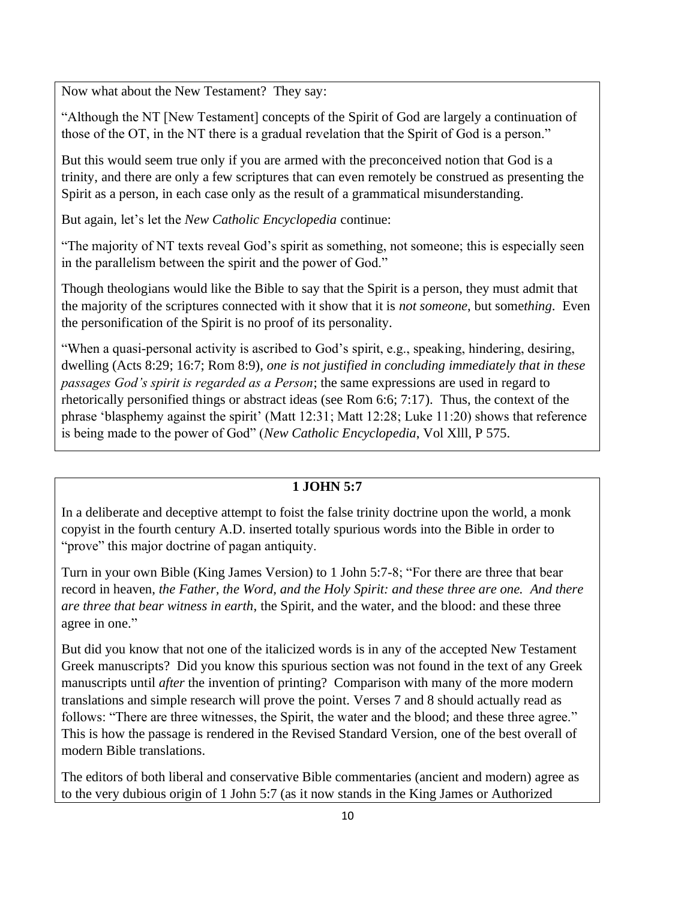Now what about the New Testament? They say:

"Although the NT [New Testament] concepts of the Spirit of God are largely a continuation of those of the OT, in the NT there is a gradual revelation that the Spirit of God is a person."

But this would seem true only if you are armed with the preconceived notion that God is a trinity, and there are only a few scriptures that can even remotely be construed as presenting the Spirit as a person, in each case only as the result of a grammatical misunderstanding.

But again, let's let the *New Catholic Encyclopedia* continue:

"The majority of NT texts reveal God's spirit as something, not someone; this is especially seen in the parallelism between the spirit and the power of God."

Though theologians would like the Bible to say that the Spirit is a person, they must admit that the majority of the scriptures connected with it show that it is *not someone,* but some*thing.* Even the personification of the Spirit is no proof of its personality.

"When a quasi-personal activity is ascribed to God's spirit, e.g., speaking, hindering, desiring, dwelling (Acts 8:29; 16:7; Rom 8:9), *one is not justified in concluding immediately that in these passages God's spirit is regarded as a Person*; the same expressions are used in regard to rhetorically personified things or abstract ideas (see Rom 6:6; 7:17). Thus, the context of the phrase 'blasphemy against the spirit' (Matt 12:31; Matt 12:28; Luke 11:20) shows that reference is being made to the power of God" (*New Catholic Encyclopedia*, Vol Xlll, P 575.

## 1 JOHN 5:7

In a deliberate and deceptive attempt to foist the false trinity doctrine upon the world, a monk copyist in the fourth century A.D. inserted totally spurious words into the Bible in order to "prove" this major doctrine of pagan antiquity.

Turn in your own Bible (King James Version) to 1 John 5:7-8; "For there are three that bear record in heaven, *the Father, the Word, and the Holy Spirit: and these three are one. And there are three that bear witness in earth*, the Spirit, and the water, and the blood: and these three agree in one."

But did you know that not one of the italicized words is in any of the accepted New Testament Greek manuscripts? Did you know this spurious section was not found in the text of any Greek manuscripts until *after* the invention of printing? Comparison with many of the more modern translations and simple research will prove the point. Verses 7 and 8 should actually read as follows: "There are three witnesses, the Spirit, the water and the blood; and these three agree." This is how the passage is rendered in the Revised Standard Version, one of the best overall of modern Bible translations.

The editors of both liberal and conservative Bible commentaries (ancient and modern) agree as to the very dubious origin of 1 John 5:7 (as it now stands in the King James or Authorized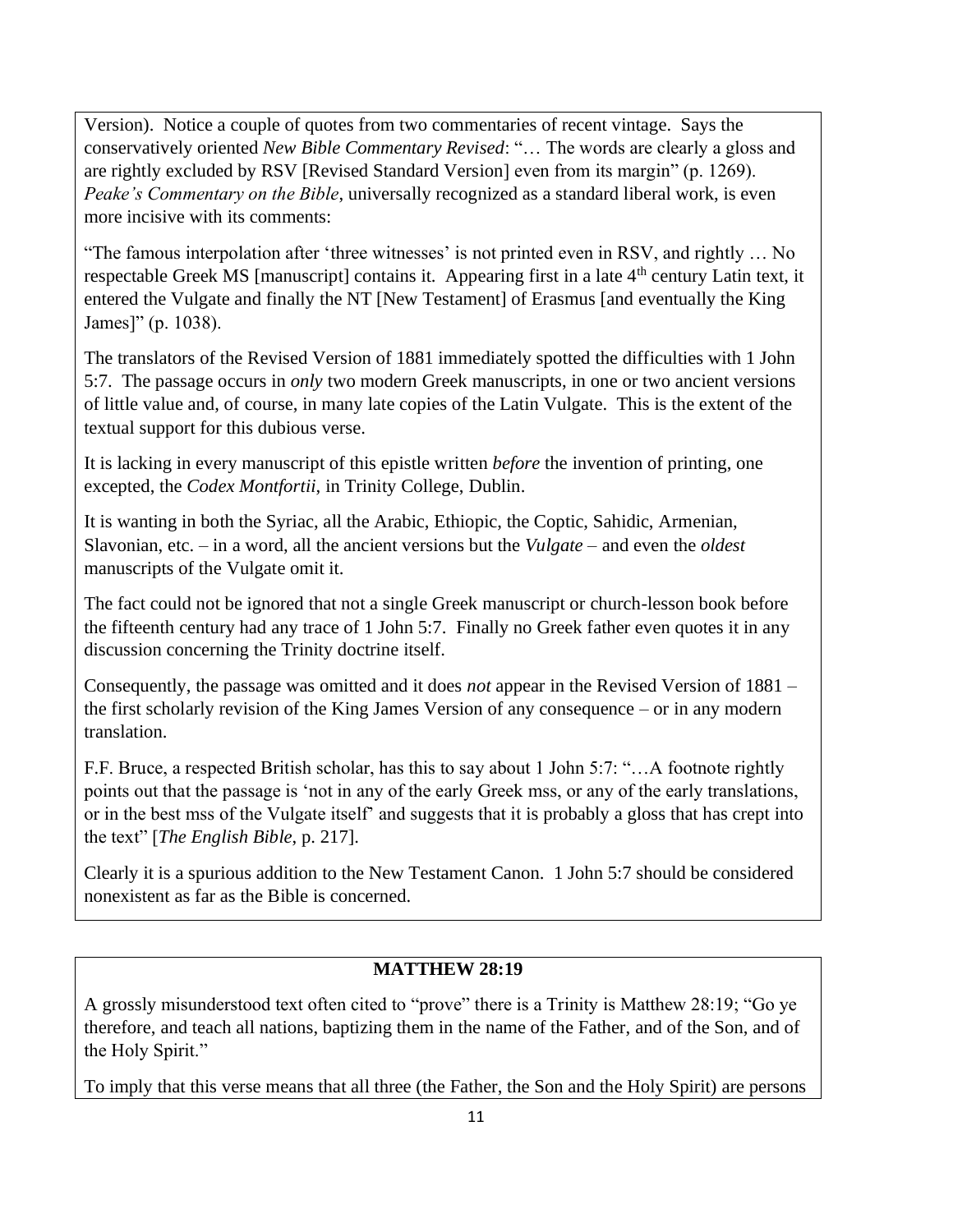Version). Notice a couple of quotes from two commentaries of recent vintage. Says the conservatively oriented *New Bible Commentary Revised*: "… The words are clearly a gloss and are rightly excluded by RSV [Revised Standard Version] even from its margin" (p. 1269). *Peake's Commentary on the Bible*, universally recognized as a standard liberal work, is even more incisive with its comments:

"The famous interpolation after 'three witnesses' is not printed even in RSV, and rightly … No respectable Greek MS [manuscript] contains it. Appearing first in a late 4th century Latin text, it entered the Vulgate and finally the NT [New Testament] of Erasmus [and eventually the King James]" (p. 1038).

The translators of the Revised Version of 1881 immediately spotted the difficulties with 1 John 5:7. The passage occurs in *only* two modern Greek manuscripts, in one or two ancient versions of little value and, of course, in many late copies of the Latin Vulgate. This is the extent of the textual support for this dubious verse.

It is lacking in every manuscript of this epistle written *before* the invention of printing, one excepted, the *Codex Montfortii*, in Trinity College, Dublin.

It is wanting in both the Syriac, all the Arabic, Ethiopic, the Coptic, Sahidic, Armenian, Slavonian, etc. – in a word, all the ancient versions but the *Vulgate* – and even the *oldest* manuscripts of the Vulgate omit it.

The fact could not be ignored that not a single Greek manuscript or church-lesson book before the fifteenth century had any trace of 1 John 5:7. Finally no Greek father even quotes it in any discussion concerning the Trinity doctrine itself.

Consequently, the passage was omitted and it does *not* appear in the Revised Version of 1881 – the first scholarly revision of the King James Version of any consequence – or in any modern translation.

F.F. Bruce, a respected British scholar, has this to say about 1 John 5:7: "…A footnote rightly points out that the passage is 'not in any of the early Greek mss, or any of the early translations, or in the best mss of the Vulgate itself' and suggests that it is probably a gloss that has crept into the text" [*The English Bible*, p. 217].

Clearly it is a spurious addition to the New Testament Canon. 1 John 5:7 should be considered nonexistent as far as the Bible is concerned.

## MATTHEW 28:19

A grossly misunderstood text often cited to "prove" there is a Trinity is Matthew 28:19; "Go ye therefore, and teach all nations, baptizing them in the name of the Father, and of the Son, and of the Holy Spirit."

To imply that this verse means that all three (the Father, the Son and the Holy Spirit) are persons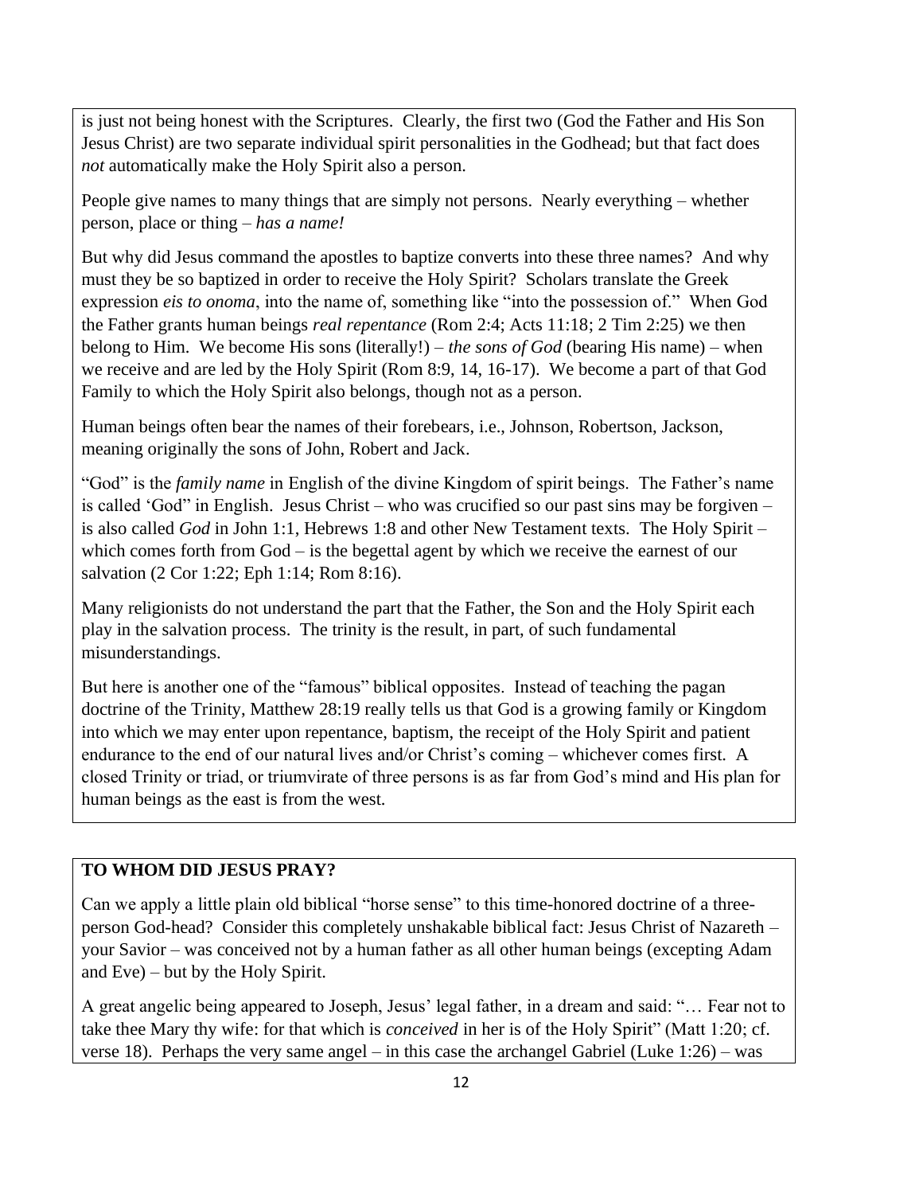is just not being honest with the Scriptures. Clearly, the first two (God the Father and His Son Jesus Christ) are two separate individual spirit personalities in the Godhead; but that fact does *not* automatically make the Holy Spirit also a person.

People give names to many things that are simply not persons. Nearly everything – whether person, place or thing – *has a name!*

But why did Jesus command the apostles to baptize converts into these three names? And why must they be so baptized in order to receive the Holy Spirit? Scholars translate the Greek expression *eis to onoma*, into the name of, something like "into the possession of." When God the Father grants human beings *real repentance* (Rom 2:4; Acts 11:18; 2 Tim 2:25) we then belong to Him. We become His sons (literally!) – *the sons of God* (bearing His name) – when we receive and are led by the Holy Spirit (Rom 8:9, 14, 16-17). We become a part of that God Family to which the Holy Spirit also belongs, though not as a person.

Human beings often bear the names of their forebears, i.e., Johnson, Robertson, Jackson, meaning originally the sons of John, Robert and Jack.

"God" is the *family name* in English of the divine Kingdom of spirit beings. The Father's name is called 'God" in English. Jesus Christ – who was crucified so our past sins may be forgiven – is also called *God* in John 1:1, Hebrews 1:8 and other New Testament texts. The Holy Spirit – which comes forth from God – is the begettal agent by which we receive the earnest of our salvation (2 Cor 1:22; Eph 1:14; Rom 8:16).

Many religionists do not understand the part that the Father, the Son and the Holy Spirit each play in the salvation process. The trinity is the result, in part, of such fundamental misunderstandings.

But here is another one of the "famous" biblical opposites. Instead of teaching the pagan doctrine of the Trinity, Matthew 28:19 really tells us that God is a growing family or Kingdom into which we may enter upon repentance, baptism, the receipt of the Holy Spirit and patient endurance to the end of our natural lives and/or Christ's coming – whichever comes first. A closed Trinity or triad, or triumvirate of three persons is as far from God's mind and His plan for human beings as the east is from the west.

## TO WHOM DID JESUS PRAY?

Can we apply a little plain old biblical "horse sense" to this time-honored doctrine of a three-person God-head? Consider this completely unshakable biblical fact: Jesus Christ of Nazareth – your Savior – was conceived not by a human father as all other human beings (excepting Adam and Eve) – but by the Holy Spirit.

A great angelic being appeared to Joseph, Jesus' legal father, in a dream and said: "… Fear not to take thee Mary thy wife: for that which is *conceived* in her is of the Holy Spirit" (Matt 1:20; cf. verse 18). Perhaps the very same angel – in this case the archangel Gabriel (Luke 1:26) – was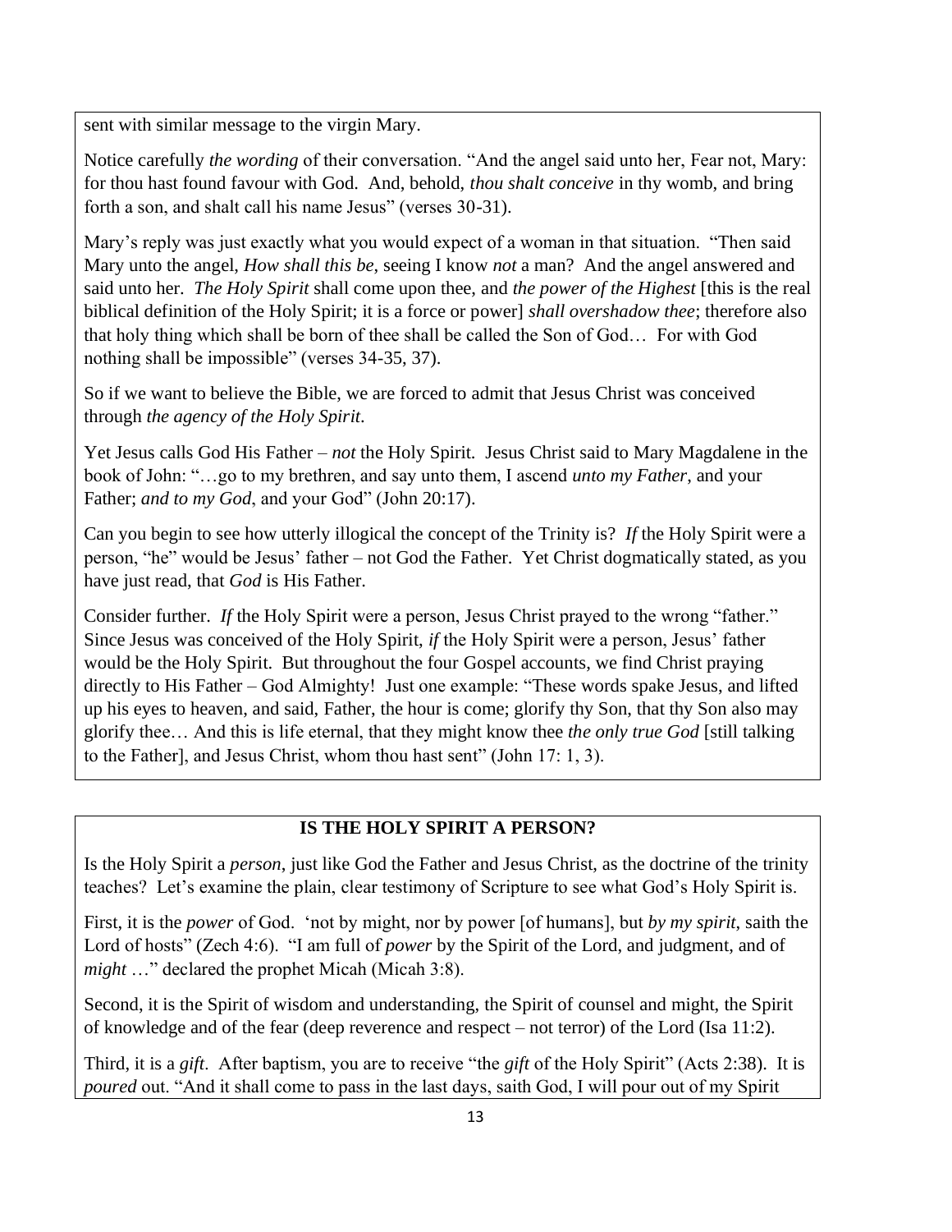sent with similar message to the virgin Mary.

Notice carefully *the wording* of their conversation. "And the angel said unto her, Fear not, Mary: for thou hast found favour with God. And, behold, *thou shalt conceive* in thy womb, and bring forth a son, and shalt call his name Jesus" (verses 30-31).

Mary's reply was just exactly what you would expect of a woman in that situation. "Then said Mary unto the angel, *How shall this be*, seeing I know *not* a man? And the angel answered and said unto her. *The Holy Spirit* shall come upon thee, and *the power of the Highest* [this is the real biblical definition of the Holy Spirit; it is a force or power] *shall overshadow thee*; therefore also that holy thing which shall be born of thee shall be called the Son of God… For with God nothing shall be impossible" (verses 34-35, 37).

So if we want to believe the Bible, we are forced to admit that Jesus Christ was conceived through *the agency of the Holy Spirit*.

Yet Jesus calls God His Father – *not* the Holy Spirit. Jesus Christ said to Mary Magdalene in the book of John: "…go to my brethren, and say unto them, I ascend *unto my Father*, and your Father; *and to my God*, and your God" (John 20:17).

Can you begin to see how utterly illogical the concept of the Trinity is? *If* the Holy Spirit were a person, "he" would be Jesus' father – not God the Father. Yet Christ dogmatically stated, as you have just read, that *God* is His Father.

Consider further. *If* the Holy Spirit were a person, Jesus Christ prayed to the wrong "father." Since Jesus was conceived of the Holy Spirit, *if* the Holy Spirit were a person, Jesus' father would be the Holy Spirit. But throughout the four Gospel accounts, we find Christ praying directly to His Father – God Almighty! Just one example: "These words spake Jesus, and lifted up his eyes to heaven, and said, Father, the hour is come; glorify thy Son, that thy Son also may glorify thee… And this is life eternal, that they might know thee *the only true God* [still talking to the Father], and Jesus Christ, whom thou hast sent" (John 17: 1, 3).

## IS THE HOLY SPIRIT A PERSON?

Is the Holy Spirit a *person*, just like God the Father and Jesus Christ, as the doctrine of the trinity teaches? Let's examine the plain, clear testimony of Scripture to see what God's Holy Spirit is.

First, it is the *power* of God. 'not by might, nor by power [of humans], but *by my spirit*, saith the Lord of hosts" (Zech 4:6). "I am full of *power* by the Spirit of the Lord, and judgment, and of *might* …" declared the prophet Micah (Micah 3:8).

Second, it is the Spirit of wisdom and understanding, the Spirit of counsel and might, the Spirit of knowledge and of the fear (deep reverence and respect – not terror) of the Lord (Isa 11:2).

Third, it is a *gift*. After baptism, you are to receive "the *gift* of the Holy Spirit" (Acts 2:38). It is *poured* out. "And it shall come to pass in the last days, saith God, I will pour out of my Spirit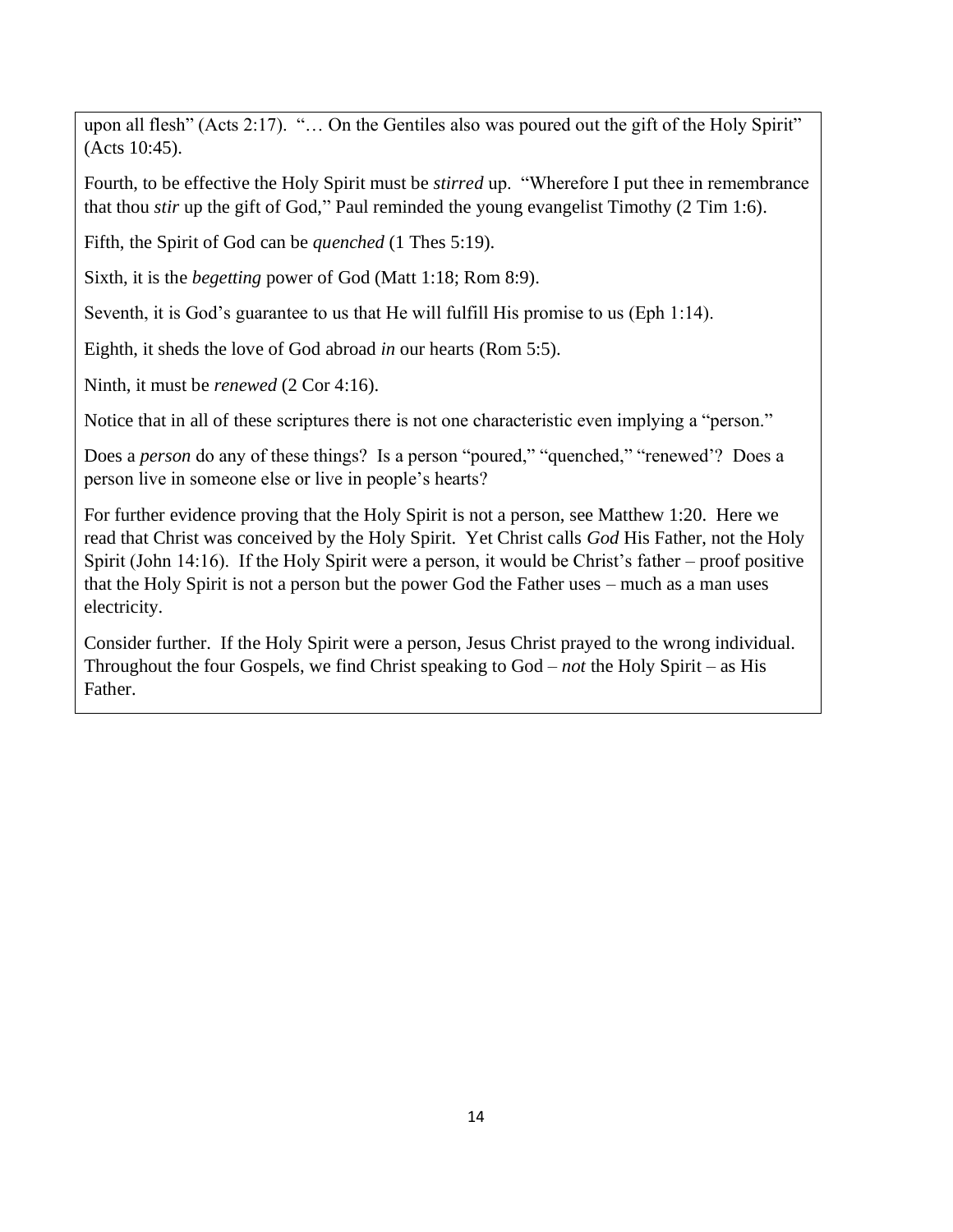upon all flesh" (Acts 2:17). "… On the Gentiles also was poured out the gift of the Holy Spirit" (Acts 10:45).

Fourth, to be effective the Holy Spirit must be *stirred* up. "Wherefore I put thee in remembrance that thou *stir* up the gift of God," Paul reminded the young evangelist Timothy (2 Tim 1:6).

Fifth, the Spirit of God can be *quenched* (1 Thes 5:19).

Sixth, it is the *begetting* power of God (Matt 1:18; Rom 8:9).

Seventh, it is God's guarantee to us that He will fulfill His promise to us (Eph 1:14).

Eighth, it sheds the love of God abroad *in* our hearts (Rom 5:5).

Ninth, it must be *renewed* (2 Cor 4:16).

Notice that in all of these scriptures there is not one characteristic even implying a "person."

Does a *person* do any of these things? Is a person "poured," "quenched," "renewed'? Does a person live in someone else or live in people's hearts?

For further evidence proving that the Holy Spirit is not a person, see Matthew 1:20. Here we read that Christ was conceived by the Holy Spirit. Yet Christ calls *God* His Father, not the Holy Spirit (John 14:16). If the Holy Spirit were a person, it would be Christ's father – proof positive that the Holy Spirit is not a person but the power God the Father uses – much as a man uses electricity.

Consider further. If the Holy Spirit were a person, Jesus Christ prayed to the wrong individual. Throughout the four Gospels, we find Christ speaking to God – *not* the Holy Spirit – as His Father.